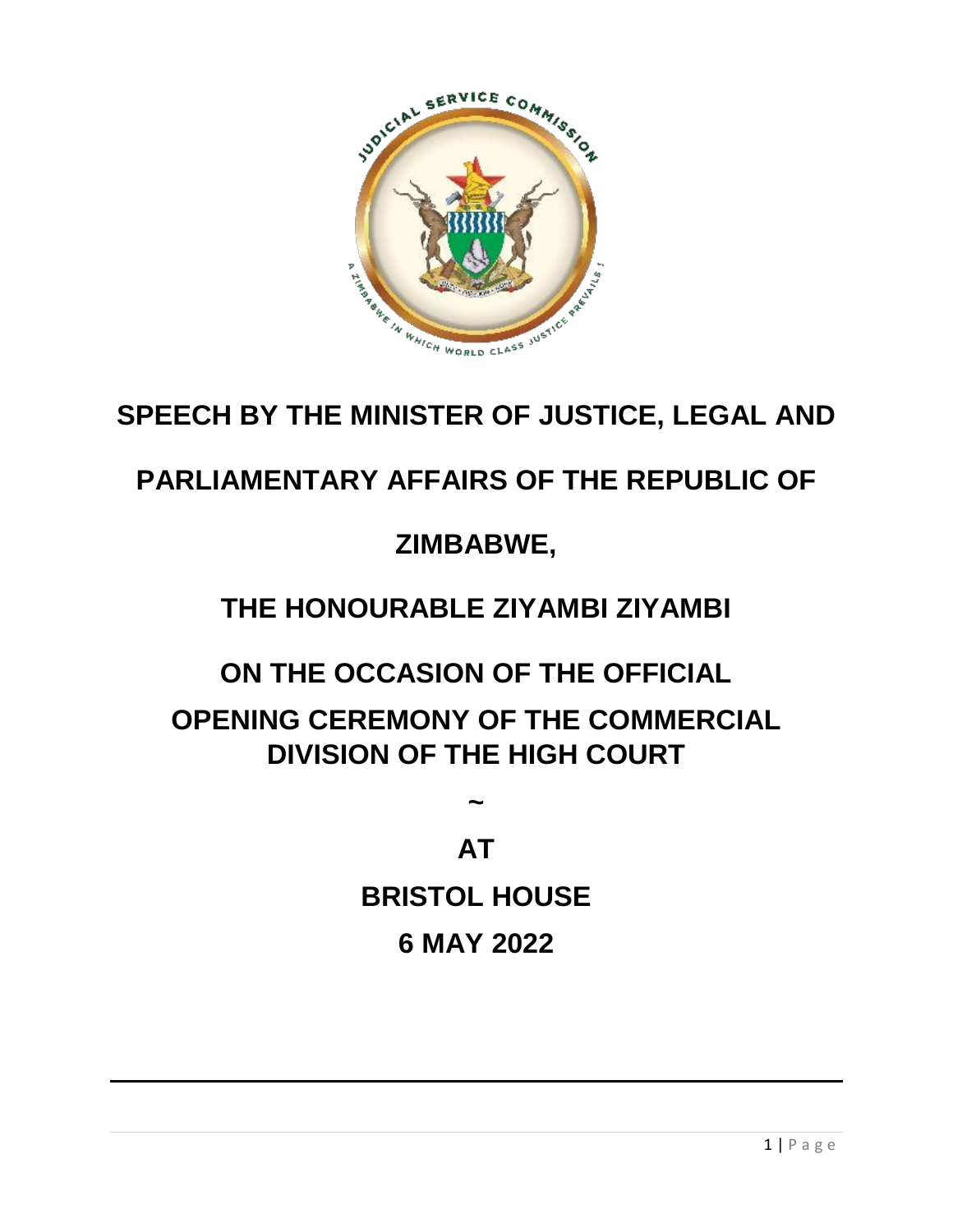# SPEECH BY THE MINISTER OF JUSTICE, LEGAL AND PARLIAMENTARY AFFAIRS OF THE REPUBLIC OF ZIMBABWE,

# THE HONOURABLE ZIYAMBI ZIYAMBI

# ON THE OCCASION OF THE OFFICIAL OPENING CEREMONY OF THE COMMERCIAL DIVISION OF THE HIGH COURT

~

**AT**

**BRISTOL HOUSE**

**6 MAY 2022**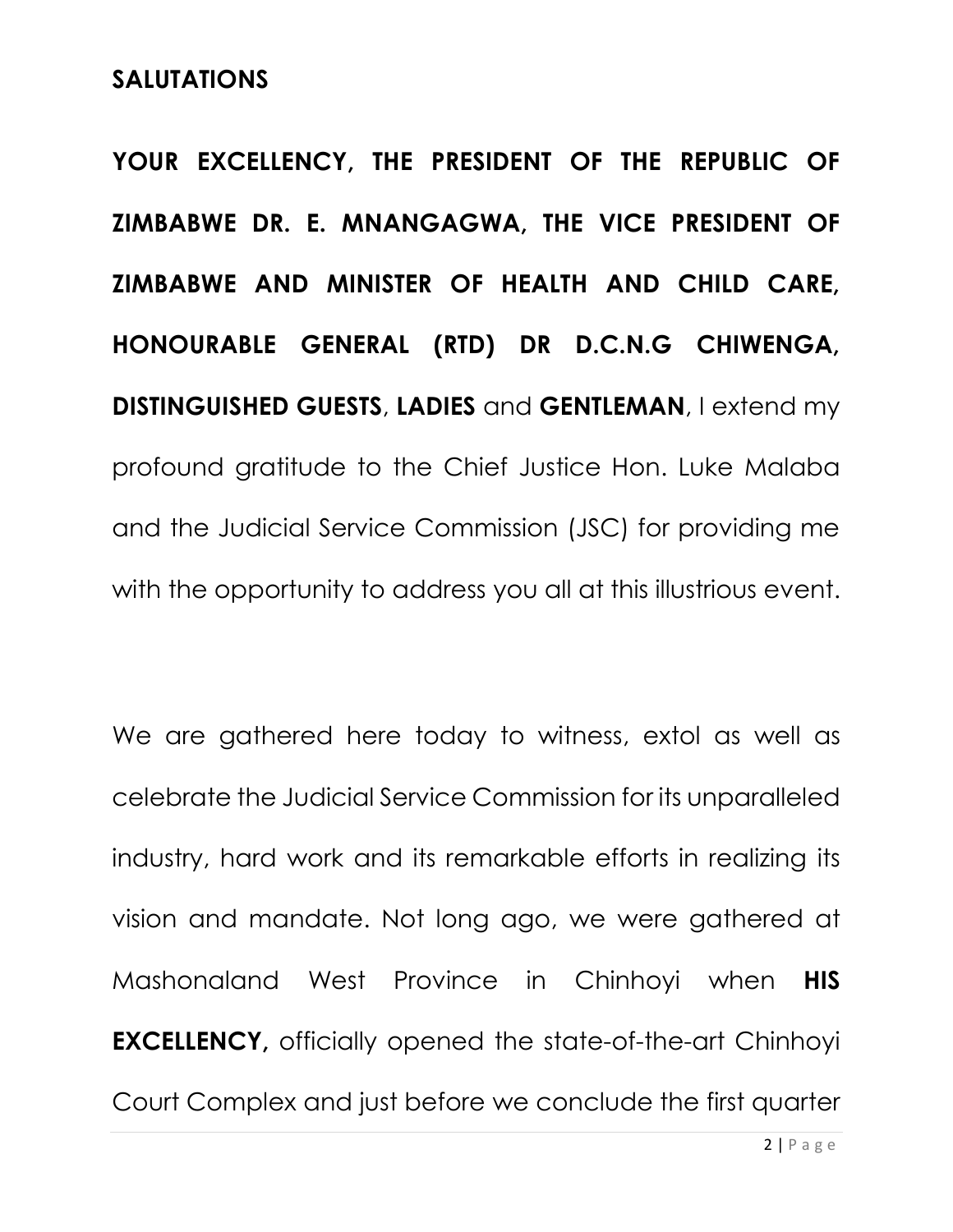## SALUTATIONS

**YOUR EXCELLENCY, THE PRESIDENT OF THE REPUBLIC OF ZIMBABWE DR. E. MNANGAGWA, THE VICE PRESIDENT OF ZIMBABWE AND MINISTER OF HEALTH AND CHILD CARE, HONOURABLE GENERAL (RTD) DR D.C.N.G CHIWENGA, DISTINGUISHED GUESTS**, **LADIES** and **GENTLEMAN**, I extend my profound gratitude to the Chief Justice Hon. Luke Malaba and the Judicial Service Commission (JSC) for providing me with the opportunity to address you all at this illustrious event.

We are gathered here today to witness, extol as well as celebrate the Judicial Service Commission for its unparalleled industry, hard work and its remarkable efforts in realizing its vision and mandate. Not long ago, we were gathered at Mashonaland West Province in Chinhoyi when **HIS EXCELLENCY,** officially opened the state-of-the-art Chinhoyi Court Complex and just before we conclude the first quarter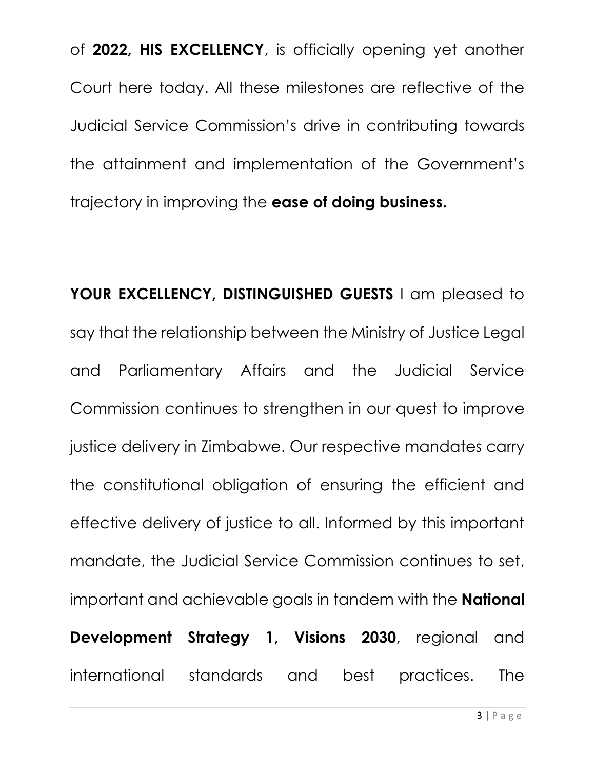of **2022, HIS EXCELLENCY**, is officially opening yet another Court here today. All these milestones are reflective of the Judicial Service Commission's drive in contributing towards the attainment and implementation of the Government's trajectory in improving the **ease of doing business.**

**YOUR EXCELLENCY, DISTINGUISHED GUESTS** I am pleased to say that the relationship between the Ministry of Justice Legal and Parliamentary Affairs and the Judicial Service Commission continues to strengthen in our quest to improve justice delivery in Zimbabwe. Our respective mandates carry the constitutional obligation of ensuring the efficient and effective delivery of justice to all. Informed by this important mandate, the Judicial Service Commission continues to set, important and achievable goals in tandem with the **National Development Strategy 1, Visions 2030**, regional and international standards and best practices. The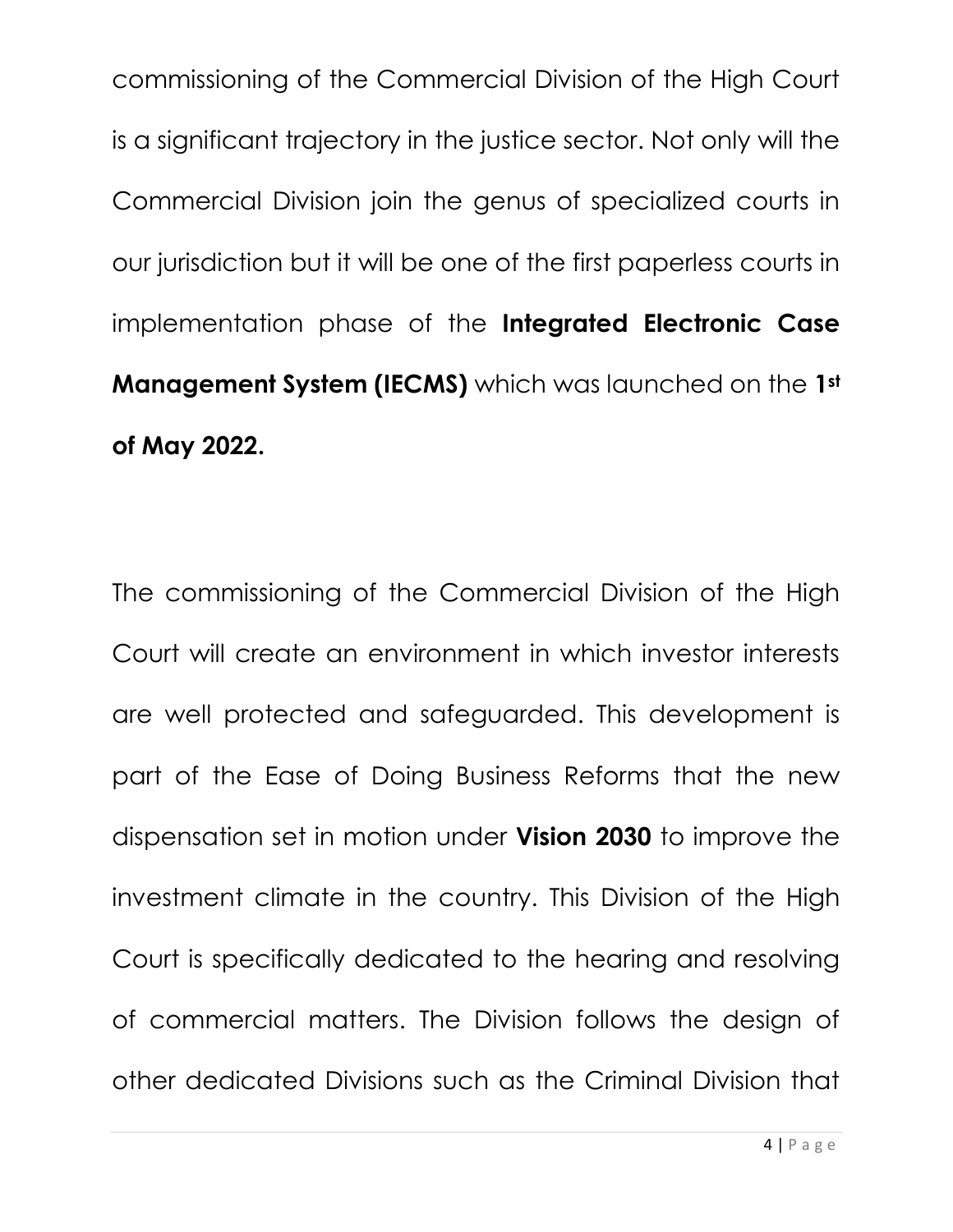commissioning of the Commercial Division of the High Court is a significant trajectory in the justice sector. Not only will the Commercial Division join the genus of specialized courts in our jurisdiction but it will be one of the first paperless courts in implementation phase of the **Integrated Electronic Case Management System (IECMS)** which was launched on the **1st of May 2022.**

The commissioning of the Commercial Division of the High Court will create an environment in which investor interests are well protected and safeguarded. This development is part of the Ease of Doing Business Reforms that the new dispensation set in motion under **Vision 2030** to improve the investment climate in the country. This Division of the High Court is specifically dedicated to the hearing and resolving of commercial matters. The Division follows the design of other dedicated Divisions such as the Criminal Division that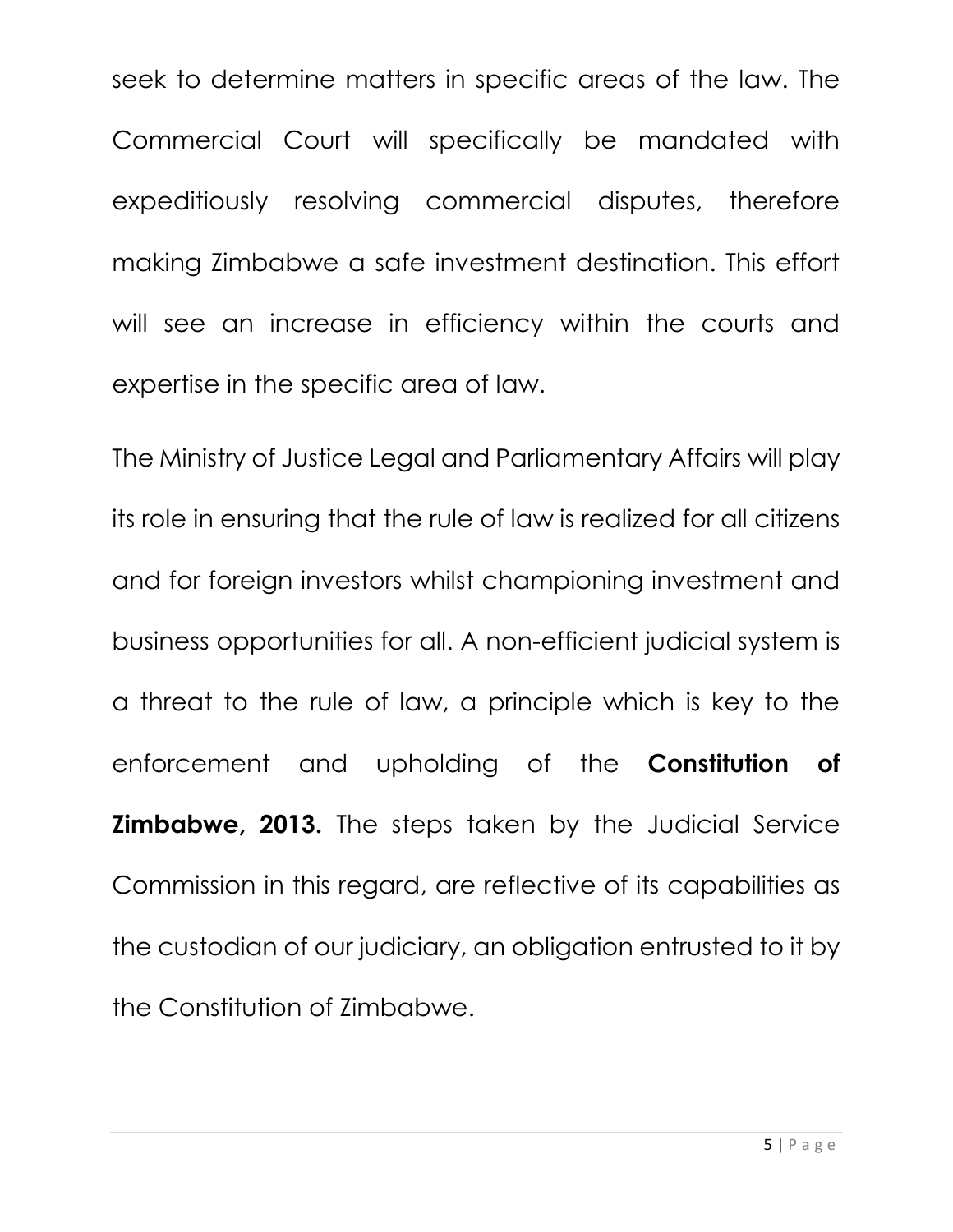seek to determine matters in specific areas of the law. The Commercial Court will specifically be mandated with expeditiously resolving commercial disputes, therefore making Zimbabwe a safe investment destination. This effort will see an increase in efficiency within the courts and expertise in the specific area of law.

The Ministry of Justice Legal and Parliamentary Affairs will play its role in ensuring that the rule of law is realized for all citizens and for foreign investors whilst championing investment and business opportunities for all. A non-efficient judicial system is a threat to the rule of law, a principle which is key to the enforcement and upholding of the **Constitution of Zimbabwe, 2013.** The steps taken by the Judicial Service Commission in this regard, are reflective of its capabilities as the custodian of our judiciary, an obligation entrusted to it by the Constitution of Zimbabwe.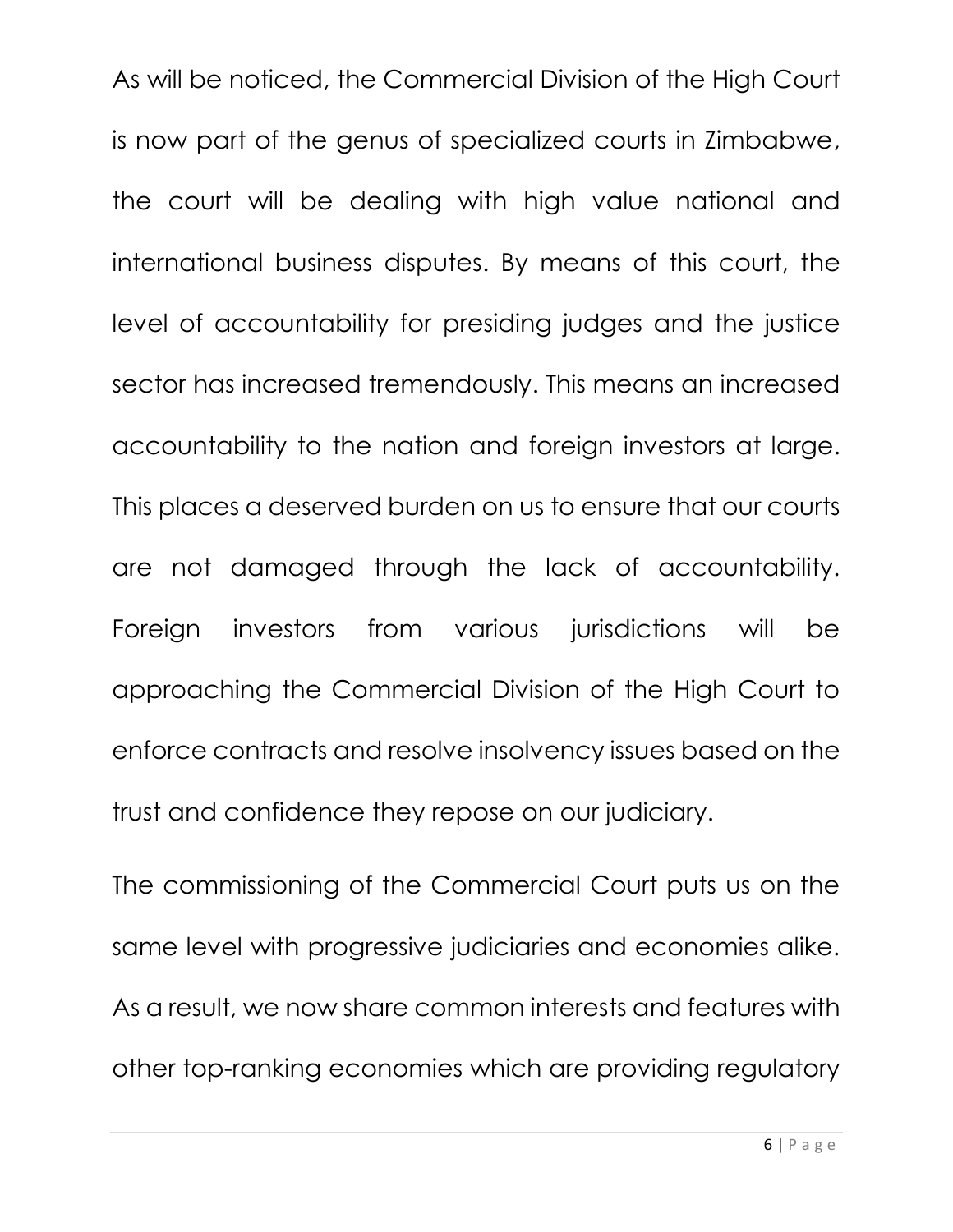As will be noticed, the Commercial Division of the High Court is now part of the genus of specialized courts in Zimbabwe, the court will be dealing with high value national and international business disputes. By means of this court, the level of accountability for presiding judges and the justice sector has increased tremendously. This means an increased accountability to the nation and foreign investors at large. This places a deserved burden on us to ensure that our courts are not damaged through the lack of accountability. Foreign investors from various jurisdictions will be approaching the Commercial Division of the High Court to enforce contracts and resolve insolvency issues based on the trust and confidence they repose on our judiciary.

The commissioning of the Commercial Court puts us on the same level with progressive judiciaries and economies alike. As a result, we now share common interests and features with other top-ranking economies which are providing regulatory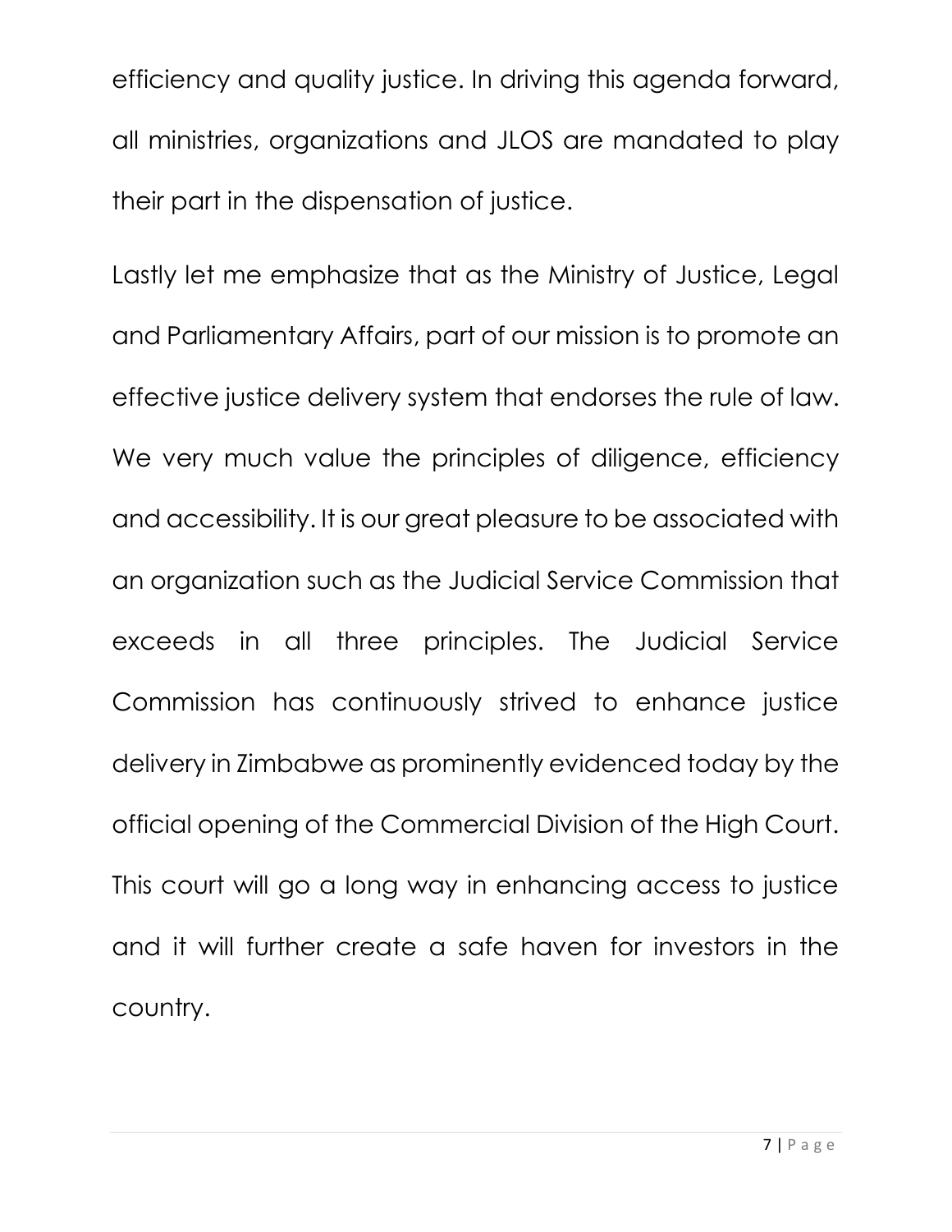efficiency and quality justice. In driving this agenda forward, all ministries, organizations and JLOS are mandated to play their part in the dispensation of justice.

Lastly let me emphasize that as the Ministry of Justice, Legal and Parliamentary Affairs, part of our mission is to promote an effective justice delivery system that endorses the rule of law. We very much value the principles of diligence, efficiency and accessibility. It is our great pleasure to be associated with an organization such as the Judicial Service Commission that exceeds in all three principles. The Judicial Service Commission has continuously strived to enhance justice delivery in Zimbabwe as prominently evidenced today by the official opening of the Commercial Division of the High Court. This court will go a long way in enhancing access to justice and it will further create a safe haven for investors in the country.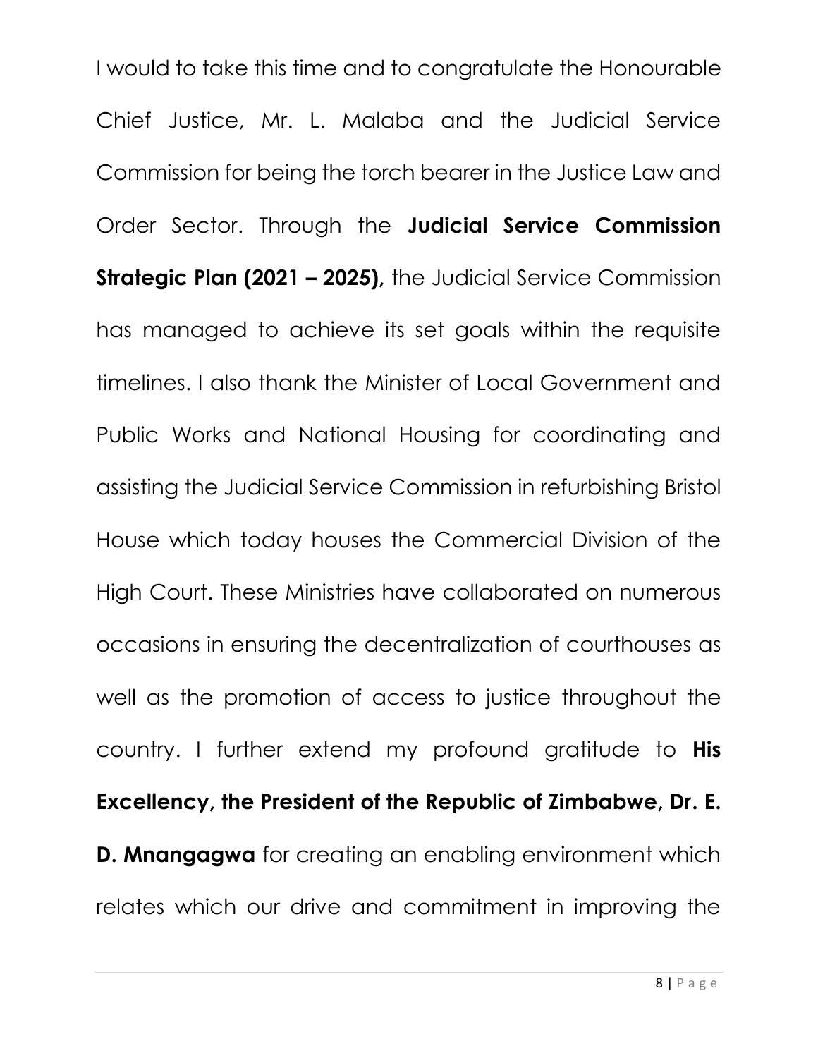I would to take this time and to congratulate the Honourable Chief Justice, Mr. L. Malaba and the Judicial Service Commission for being the torch bearer in the Justice Law and Order Sector. Through the **Judicial Service Commission Strategic Plan (2021 – 2025),** the Judicial Service Commission has managed to achieve its set goals within the requisite timelines. I also thank the Minister of Local Government and Public Works and National Housing for coordinating and assisting the Judicial Service Commission in refurbishing Bristol House which today houses the Commercial Division of the High Court. These Ministries have collaborated on numerous occasions in ensuring the decentralization of courthouses as well as the promotion of access to justice throughout the country. I further extend my profound gratitude to **His Excellency, the President of the Republic of Zimbabwe, Dr. E. D. Mnangagwa** for creating an enabling environment which relates which our drive and commitment in improving the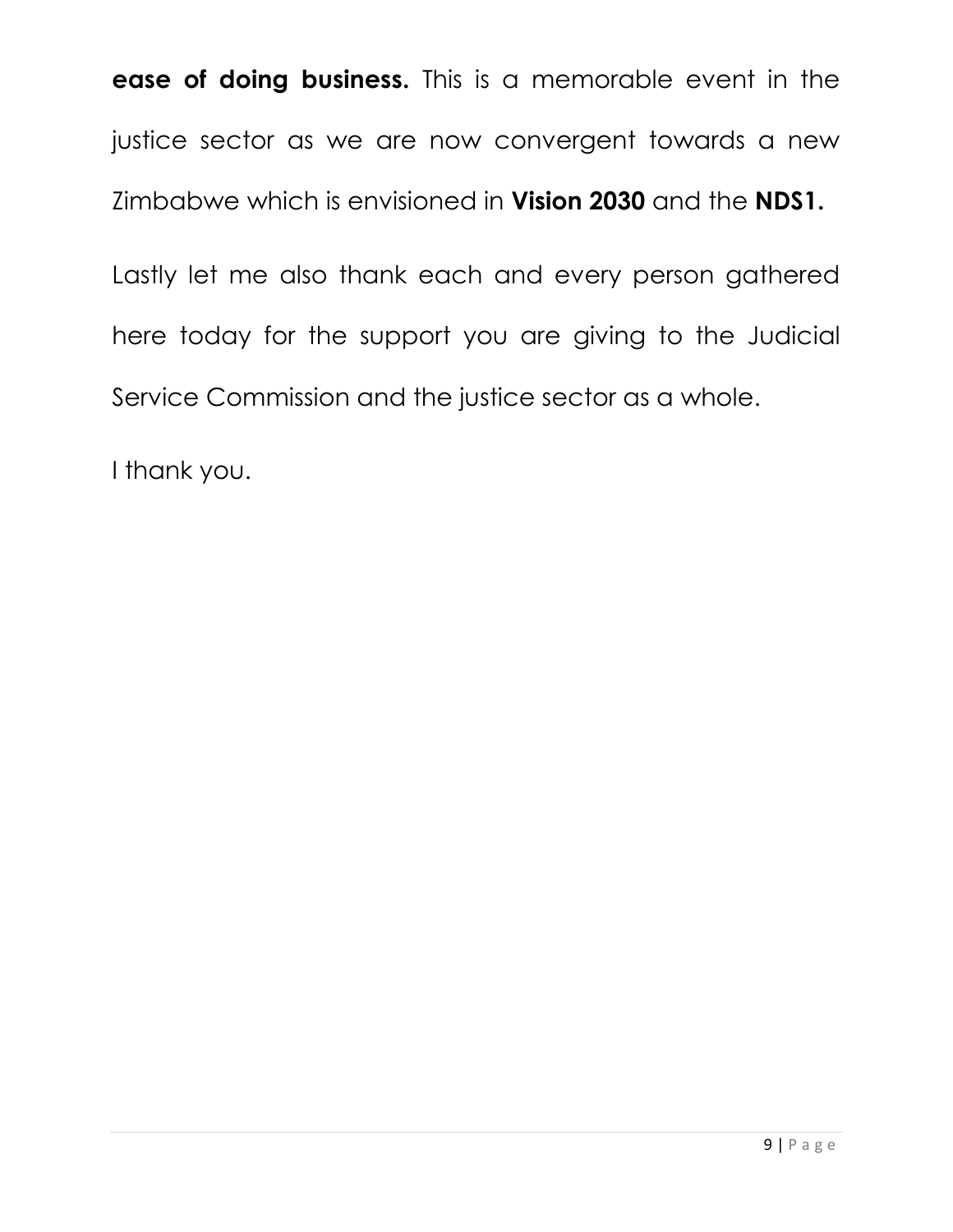**ease of doing business.** This is a memorable event in the justice sector as we are now convergent towards a new Zimbabwe which is envisioned in **Vision 2030** and the **NDS1.**

Lastly let me also thank each and every person gathered here today for the support you are giving to the Judicial Service Commission and the justice sector as a whole.

I thank you.